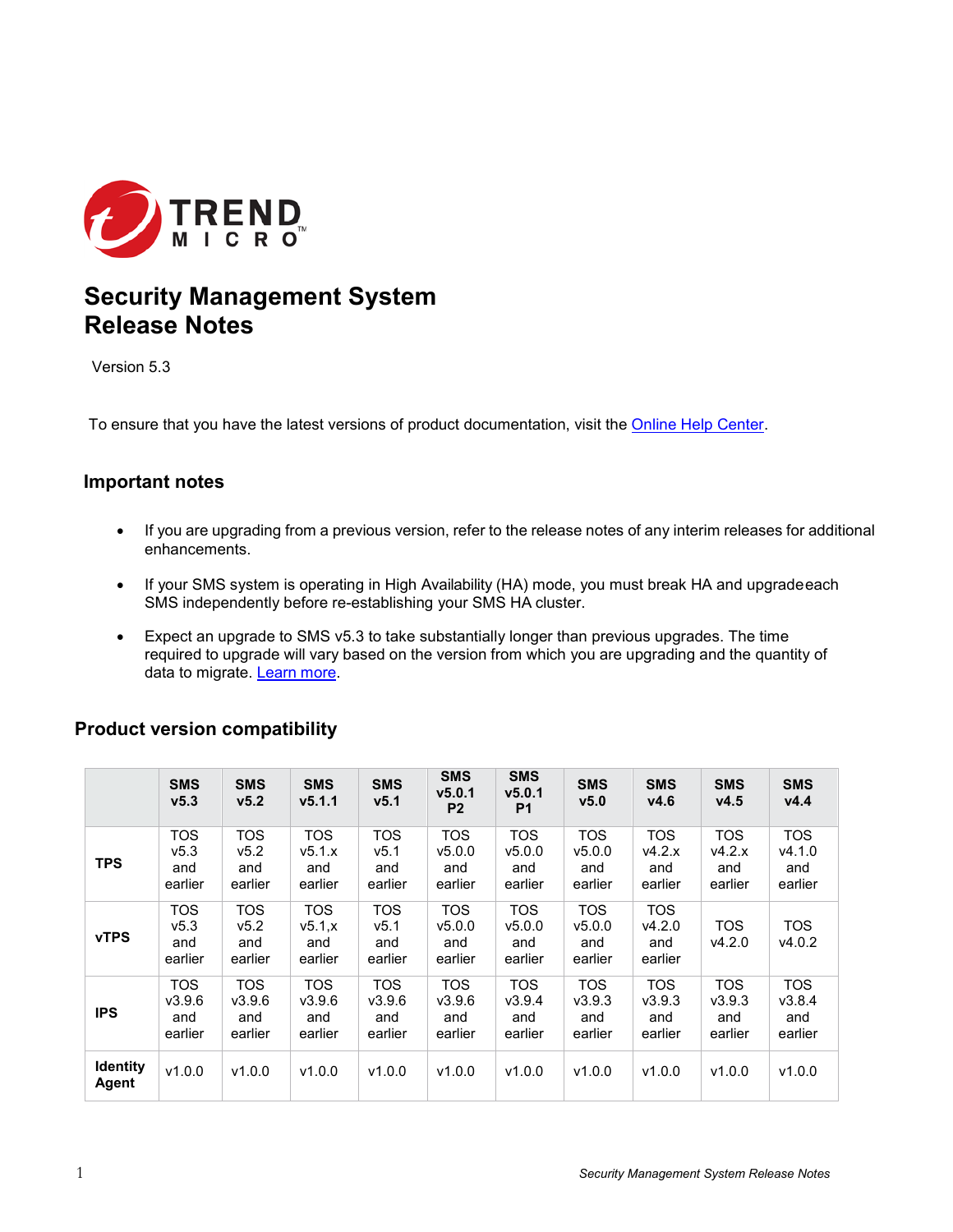# Security Management System Release Notes

Version 5.3

To ensure that you have the latest versions of product documentation, visit the [Online Help Center](#).

## Important notes

- If you are upgrading from a previous version, refer to the release notes of any interim releases for additional enhancements.
- If your SMS system is operating in High Availability (HA) mode, you must break HA and upgradeeach SMS independently before re-establishing your SMS HA cluster.
- Expect an upgrade to SMS v5.3 to take substantially longer than previous upgrades. The time required to upgrade will vary based on the version from which you are upgrading and the quantity of data to migrate. [Learn more](#).

## Product version compatibility

| | **SMS v5.3** | **SMS v5.2** | **SMS v5.1.1** | **SMS v5.1** | **SMS v5.0.1 P2** | **SMS v5.0.1 P1** | **SMS v5.0** | **SMS v4.6** | **SMS v4.5** | **SMS v4.4** |
|---|---|---|---|---|---|---|---|---|---|---|
| **TPS** | TOS v5.3 and earlier | TOS v5.2 and earlier | TOS v5.1.x and earlier | TOS v5.1 and earlier | TOS v5.0.0 and earlier | TOS v5.0.0 and earlier | TOS v5.0.0 and earlier | TOS v4.2.x and earlier | TOS v4.2.x and earlier | TOS v4.1.0 and earlier |
| **vTPS** | TOS v5.3 and earlier | TOS v5.2 and earlier | TOS v5.1,x and earlier | TOS v5.1 and earlier | TOS v5.0.0 and earlier | TOS v5.0.0 and earlier | TOS v5.0.0 and earlier | TOS v4.2.0 and earlier | TOS v4.2.0 | TOS v4.0.2 |
| **IPS** | TOS v3.9.6 and earlier | TOS v3.9.6 and earlier | TOS v3.9.6 and earlier | TOS v3.9.6 and earlier | TOS v3.9.6 and earlier | TOS v3.9.4 and earlier | TOS v3.9.3 and earlier | TOS v3.9.3 and earlier | TOS v3.9.3 and earlier | TOS v3.8.4 and earlier |
| **Identity Agent** | v1.0.0 | v1.0.0 | v1.0.0 | v1.0.0 | v1.0.0 | v1.0.0 | v1.0.0 | v1.0.0 | v1.0.0 | v1.0.0 |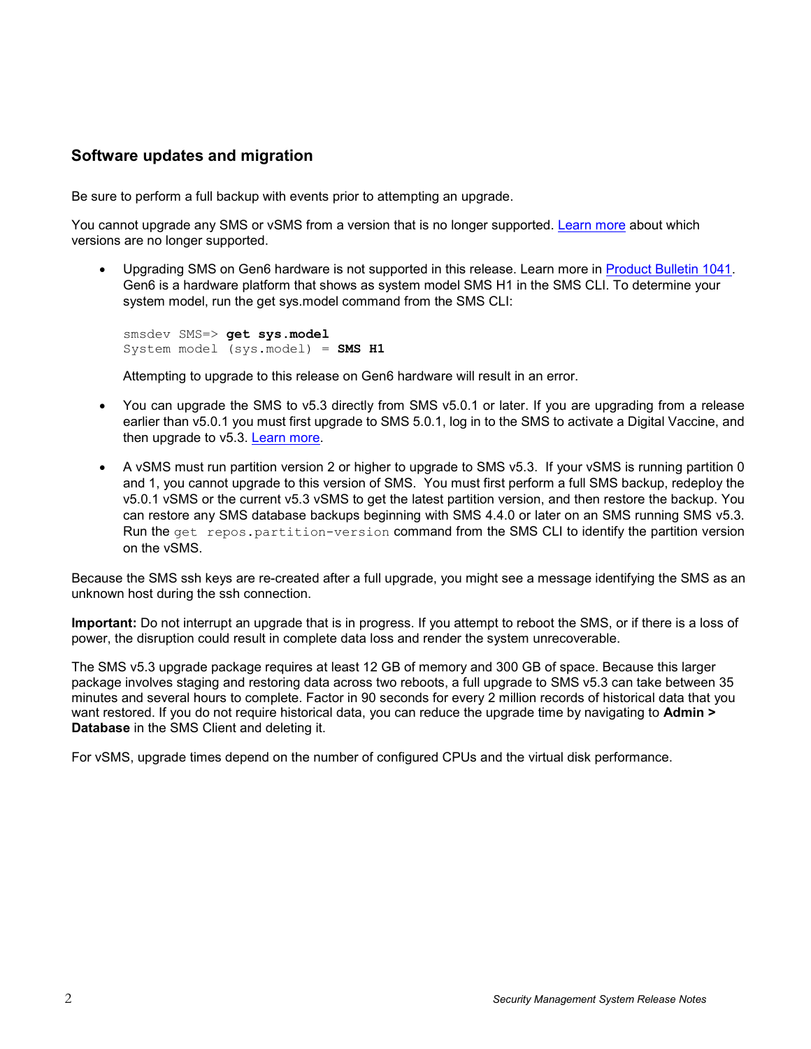## Software updates and migration

Be sure to perform a full backup with events prior to attempting an upgrade.

You cannot upgrade any SMS or vSMS from a version that is no longer supported. [Learn more](#) about which versions are no longer supported.

- Upgrading SMS on Gen6 hardware is not supported in this release. Learn more in [Product Bulletin 1041](#). Gen6 is a hardware platform that shows as system model SMS H1 in the SMS CLI. To determine your system model, run the get sys.model command from the SMS CLI:

  ```
  smsdev SMS=> get sys.model
  System model (sys.model) = SMS H1
  ```

  Attempting to upgrade to this release on Gen6 hardware will result in an error.

- You can upgrade the SMS to v5.3 directly from SMS v5.0.1 or later. If you are upgrading from a release earlier than v5.0.1 you must first upgrade to SMS 5.0.1, log in to the SMS to activate a Digital Vaccine, and then upgrade to v5.3. [Learn more](#).

- A vSMS must run partition version 2 or higher to upgrade to SMS v5.3. If your vSMS is running partition 0 and 1, you cannot upgrade to this version of SMS. You must first perform a full SMS backup, redeploy the v5.0.1 vSMS or the current v5.3 vSMS to get the latest partition version, and then restore the backup. You can restore any SMS database backups beginning with SMS 4.4.0 or later on an SMS running SMS v5.3. Run the `get repos.partition-version` command from the SMS CLI to identify the partition version on the vSMS.

Because the SMS ssh keys are re-created after a full upgrade, you might see a message identifying the SMS as an unknown host during the ssh connection.

**Important:** Do not interrupt an upgrade that is in progress. If you attempt to reboot the SMS, or if there is a loss of power, the disruption could result in complete data loss and render the system unrecoverable.

The SMS v5.3 upgrade package requires at least 12 GB of memory and 300 GB of space. Because this larger package involves staging and restoring data across two reboots, a full upgrade to SMS v5.3 can take between 35 minutes and several hours to complete. Factor in 90 seconds for every 2 million records of historical data that you want restored. If you do not require historical data, you can reduce the upgrade time by navigating to **Admin > Database** in the SMS Client and deleting it.

For vSMS, upgrade times depend on the number of configured CPUs and the virtual disk performance.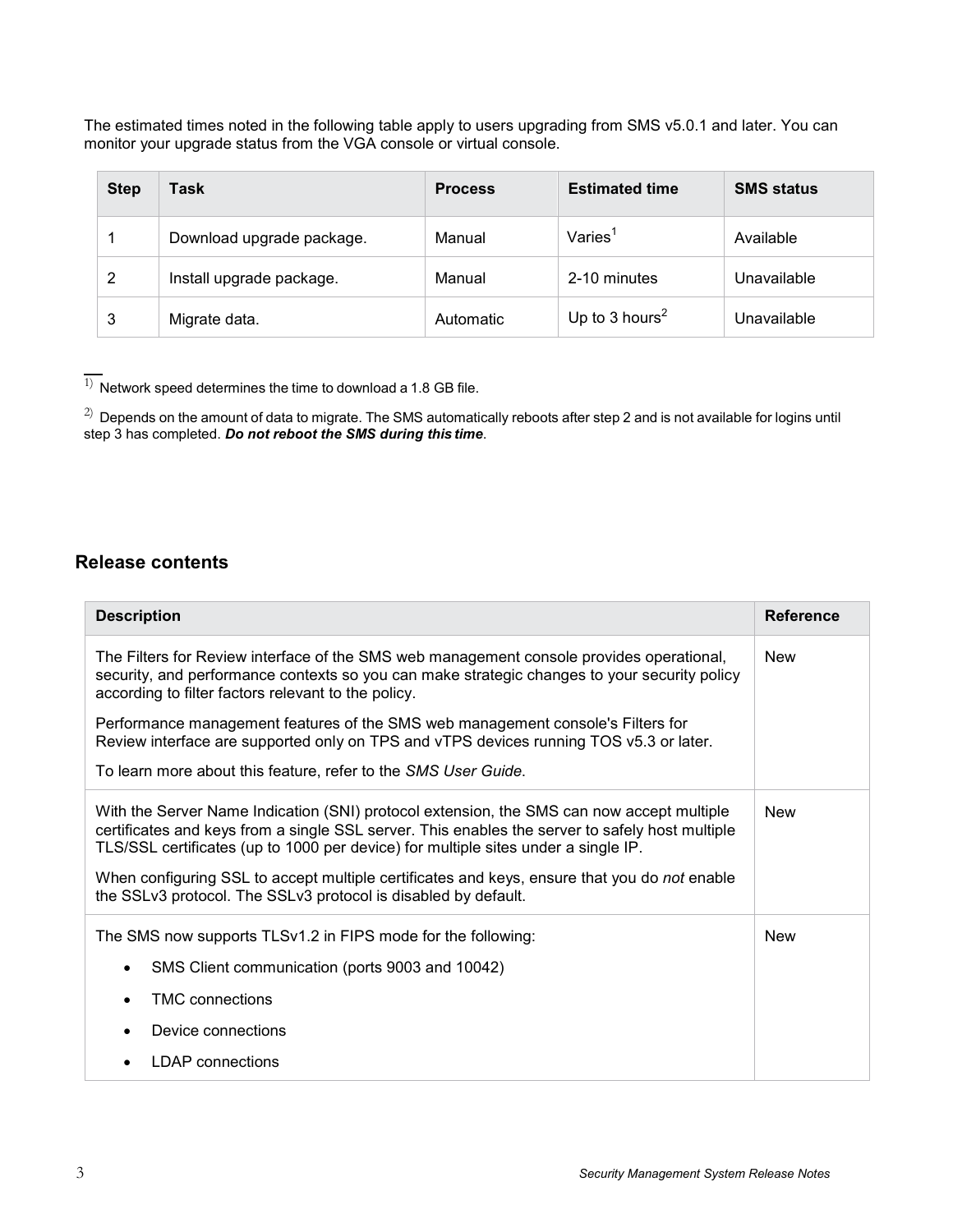The estimated times noted in the following table apply to users upgrading from SMS v5.0.1 and later. You can monitor your upgrade status from the VGA console or virtual console.

| Step | Task | Process | Estimated time | SMS status |
|---|---|---|---|---|
| 1 | Download upgrade package. | Manual | Varies[1] | Available |
| 2 | Install upgrade package. | Manual | 2-10 minutes | Unavailable |
| 3 | Migrate data. | Automatic | Up to 3 hours[2] | Unavailable |

[1] Network speed determines the time to download a 1.8 GB file.

[2] Depends on the amount of data to migrate. The SMS automatically reboots after step 2 and is not available for logins until step 3 has completed. ***Do not reboot the SMS during this time***.

## Release contents

| Description | Reference |
|---|---|
| The Filters for Review interface of the SMS web management console provides operational, security, and performance contexts so you can make strategic changes to your security policy according to filter factors relevant to the policy.<br><br>Performance management features of the SMS web management console's Filters for Review interface are supported only on TPS and vTPS devices running TOS v5.3 or later.<br><br>To learn more about this feature, refer to the *SMS User Guide*. | New |
| With the Server Name Indication (SNI) protocol extension, the SMS can now accept multiple certificates and keys from a single SSL server. This enables the server to safely host multiple TLS/SSL certificates (up to 1000 per device) for multiple sites under a single IP.<br><br>When configuring SSL to accept multiple certificates and keys, ensure that you do *not* enable the SSLv3 protocol. The SSLv3 protocol is disabled by default. | New |
| The SMS now supports TLSv1.2 in FIPS mode for the following:<br>• SMS Client communication (ports 9003 and 10042)<br>• TMC connections<br>• Device connections<br>• LDAP connections | New |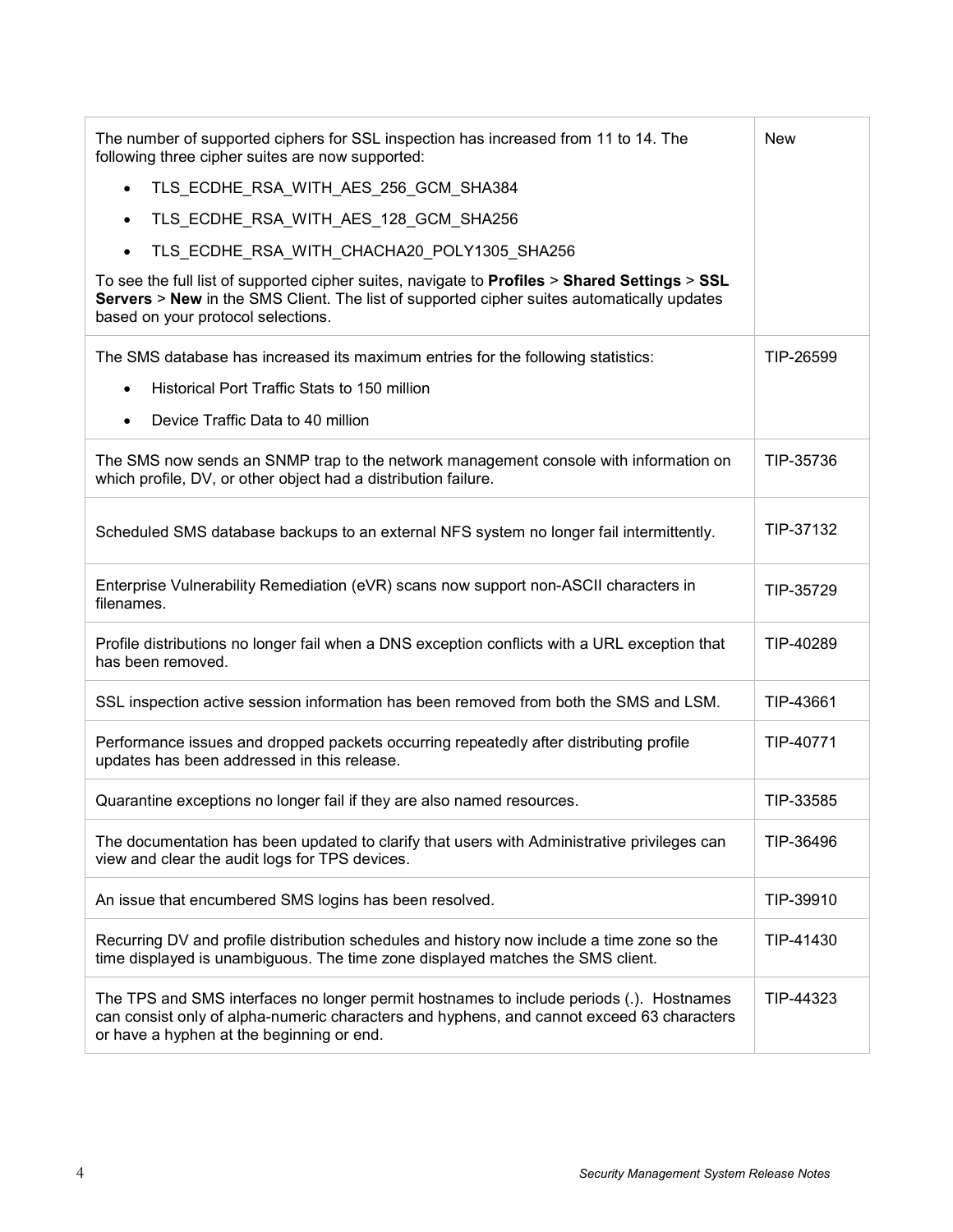| | |
|---|---|
| The number of supported ciphers for SSL inspection has increased from 11 to 14. The following three cipher suites are now supported:<br>• TLS_ECDHE_RSA_WITH_AES_256_GCM_SHA384<br>• TLS_ECDHE_RSA_WITH_AES_128_GCM_SHA256<br>• TLS_ECDHE_RSA_WITH_CHACHA20_POLY1305_SHA256<br>To see the full list of supported cipher suites, navigate to **Profiles** > **Shared Settings** > **SSL Servers** > **New** in the SMS Client. The list of supported cipher suites automatically updates based on your protocol selections. | New |
| The SMS database has increased its maximum entries for the following statistics:<br>• Historical Port Traffic Stats to 150 million<br>• Device Traffic Data to 40 million | TIP-26599 |
| The SMS now sends an SNMP trap to the network management console with information on which profile, DV, or other object had a distribution failure. | TIP-35736 |
| Scheduled SMS database backups to an external NFS system no longer fail intermittently. | TIP-37132 |
| Enterprise Vulnerability Remediation (eVR) scans now support non-ASCII characters in filenames. | TIP-35729 |
| Profile distributions no longer fail when a DNS exception conflicts with a URL exception that has been removed. | TIP-40289 |
| SSL inspection active session information has been removed from both the SMS and LSM. | TIP-43661 |
| Performance issues and dropped packets occurring repeatedly after distributing profile updates has been addressed in this release. | TIP-40771 |
| Quarantine exceptions no longer fail if they are also named resources. | TIP-33585 |
| The documentation has been updated to clarify that users with Administrative privileges can view and clear the audit logs for TPS devices. | TIP-36496 |
| An issue that encumbered SMS logins has been resolved. | TIP-39910 |
| Recurring DV and profile distribution schedules and history now include a time zone so the time displayed is unambiguous. The time zone displayed matches the SMS client. | TIP-41430 |
| The TPS and SMS interfaces no longer permit hostnames to include periods (.). Hostnames can consist only of alpha-numeric characters and hyphens, and cannot exceed 63 characters or have a hyphen at the beginning or end. | TIP-44323 |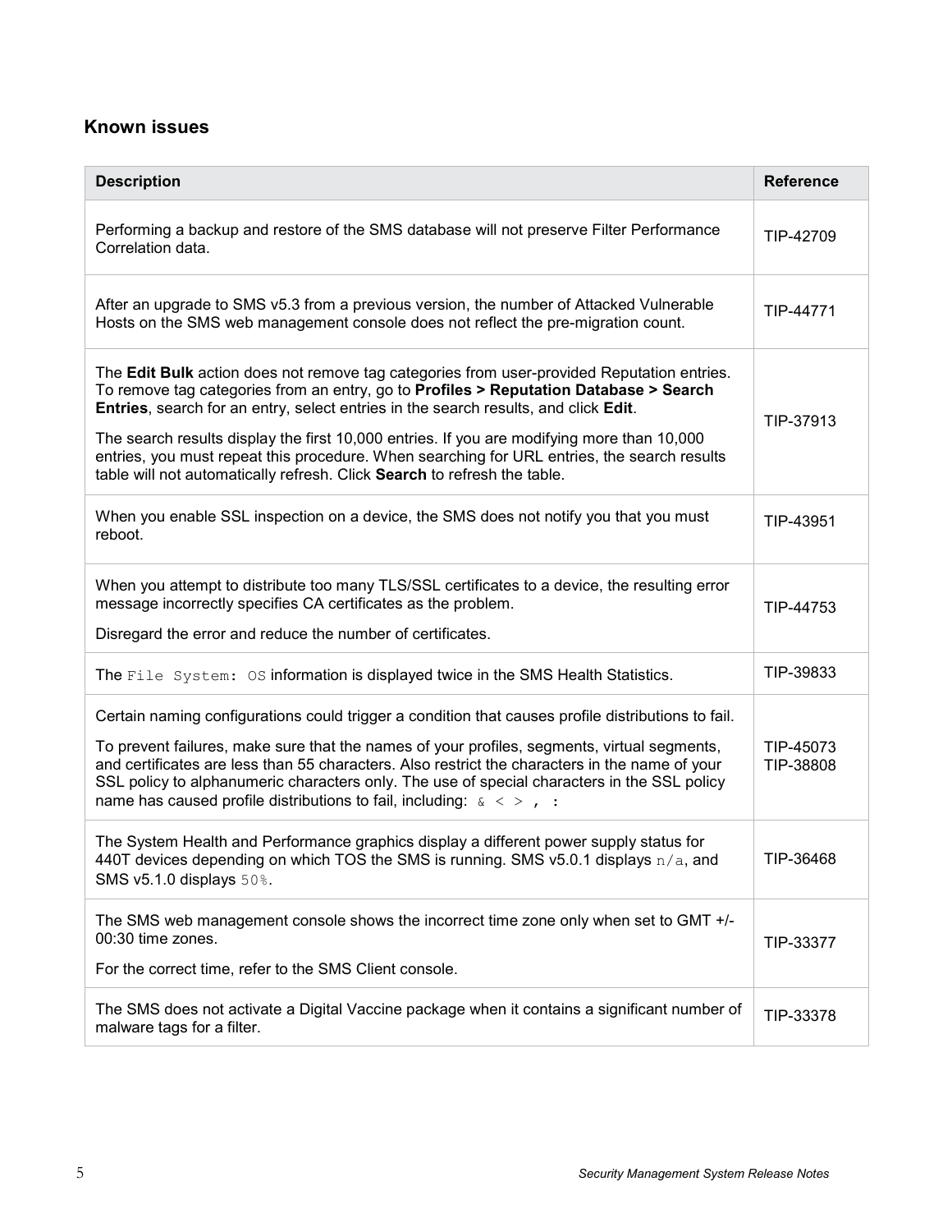## Known issues

| Description | Reference |
|---|---|
| Performing a backup and restore of the SMS database will not preserve Filter Performance Correlation data. | TIP-42709 |
| After an upgrade to SMS v5.3 from a previous version, the number of Attacked Vulnerable Hosts on the SMS web management console does not reflect the pre-migration count. | TIP-44771 |
| The **Edit Bulk** action does not remove tag categories from user-provided Reputation entries. To remove tag categories from an entry, go to **Profiles > Reputation Database > Search Entries**, search for an entry, select entries in the search results, and click **Edit**.<br><br>The search results display the first 10,000 entries. If you are modifying more than 10,000 entries, you must repeat this procedure. When searching for URL entries, the search results table will not automatically refresh. Click **Search** to refresh the table. | TIP-37913 |
| When you enable SSL inspection on a device, the SMS does not notify you that you must reboot. | TIP-43951 |
| When you attempt to distribute too many TLS/SSL certificates to a device, the resulting error message incorrectly specifies CA certificates as the problem.<br><br>Disregard the error and reduce the number of certificates. | TIP-44753 |
| The `File System: OS` information is displayed twice in the SMS Health Statistics. | TIP-39833 |
| Certain naming configurations could trigger a condition that causes profile distributions to fail.<br><br>To prevent failures, make sure that the names of your profiles, segments, virtual segments, and certificates are less than 55 characters. Also restrict the characters in the name of your SSL policy to alphanumeric characters only. The use of special characters in the SSL policy name has caused profile distributions to fail, including: `& < > , :` | TIP-45073<br>TIP-38808 |
| The System Health and Performance graphics display a different power supply status for 440T devices depending on which TOS the SMS is running. SMS v5.0.1 displays `n/a`, and SMS v5.1.0 displays `50%`. | TIP-36468 |
| The SMS web management console shows the incorrect time zone only when set to GMT +/- 00:30 time zones.<br><br>For the correct time, refer to the SMS Client console. | TIP-33377 |
| The SMS does not activate a Digital Vaccine package when it contains a significant number of malware tags for a filter. | TIP-33378 |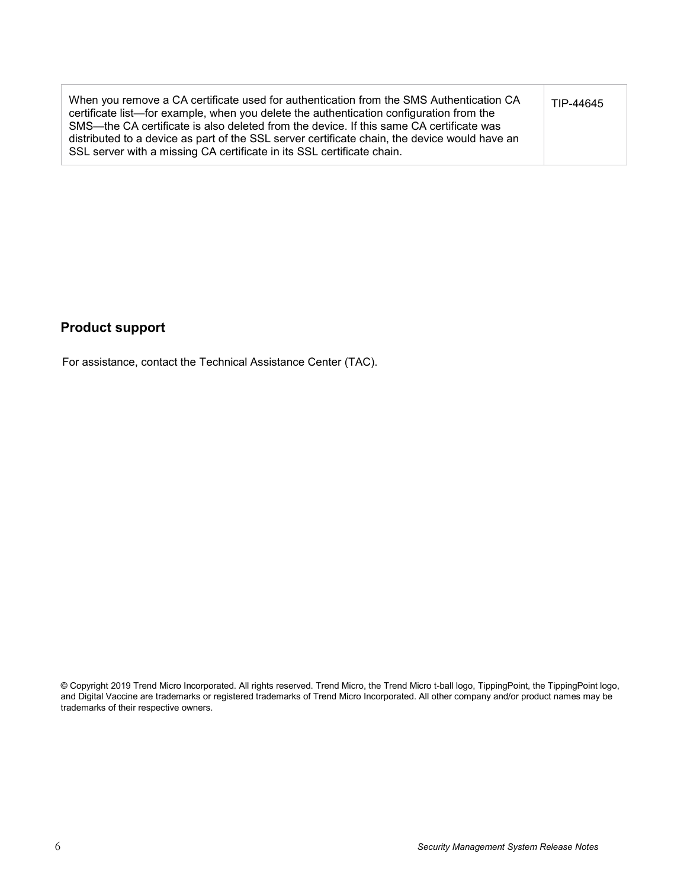| | |
|---|---|
| When you remove a CA certificate used for authentication from the SMS Authentication CA certificate list—for example, when you delete the authentication configuration from the SMS—the CA certificate is also deleted from the device. If this same CA certificate was distributed to a device as part of the SSL server certificate chain, the device would have an SSL server with a missing CA certificate in its SSL certificate chain. | TIP-44645 |

## Product support

For assistance, contact the Technical Assistance Center (TAC).

© Copyright 2019 Trend Micro Incorporated. All rights reserved. Trend Micro, the Trend Micro t-ball logo, TippingPoint, the TippingPoint logo, and Digital Vaccine are trademarks or registered trademarks of Trend Micro Incorporated. All other company and/or product names may be trademarks of their respective owners.